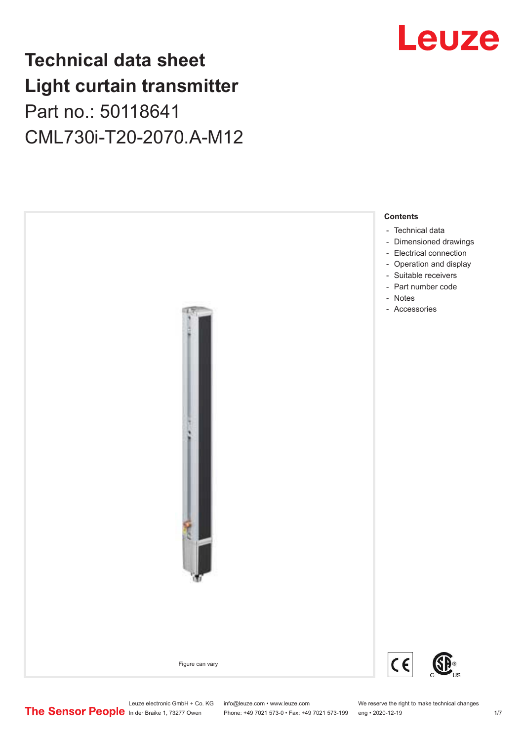# Technical data sheet
# Light curtain transmitter

Part no.: 50118641

CML730i-T20-2070.A-M12

Figure can vary

**Contents**

- Technical data
- Dimensioned drawings
- Electrical connection
- Operation and display
- Suitable receivers
- Part number code
- Notes
- Accessories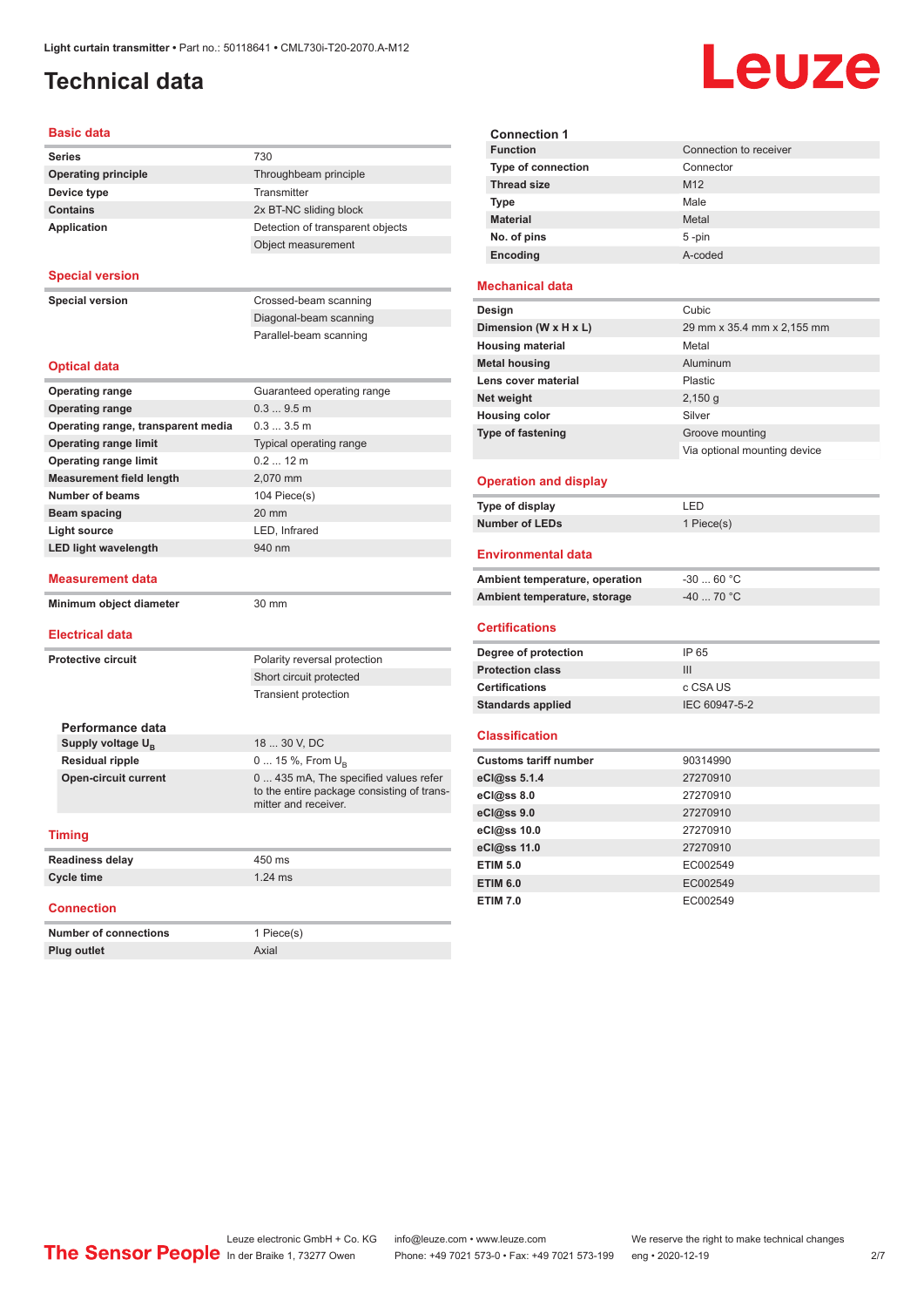Light curtain transmitter • Part no.: 50118641 • CML730i-T20-2070.A-M12

# Technical data

## Basic data

| | |
|---|---|
| **Series** | 730 |
| **Operating principle** | Throughbeam principle |
| **Device type** | Transmitter |
| **Contains** | 2x BT-NC sliding block |
| **Application** | Detection of transparent objects |
| | Object measurement |

## Special version

| | |
|---|---|
| **Special version** | Crossed-beam scanning |
| | Diagonal-beam scanning |
| | Parallel-beam scanning |

## Optical data

| | |
|---|---|
| **Operating range** | Guaranteed operating range |
| **Operating range** | 0.3 ... 9.5 m |
| **Operating range, transparent media** | 0.3 ... 3.5 m |
| **Operating range limit** | Typical operating range |
| **Operating range limit** | 0.2 ... 12 m |
| **Measurement field length** | 2,070 mm |
| **Number of beams** | 104 Piece(s) |
| **Beam spacing** | 20 mm |
| **Light source** | LED, Infrared |
| **LED light wavelength** | 940 nm |

## Measurement data

| | |
|---|---|
| **Minimum object diameter** | 30 mm |

## Electrical data

| | |
|---|---|
| **Protective circuit** | Polarity reversal protection |
| | Short circuit protected |
| | Transient protection |

### Performance data

| | |
|---|---|
| **Supply voltage $U_B$** | 18 ... 30 V, DC |
| **Residual ripple** | 0 ... 15 %, From $U_B$ |
| **Open-circuit current** | 0 ... 435 mA, The specified values refer to the entire package consisting of transmitter and receiver. |

## Timing

| | |
|---|---|
| **Readiness delay** | 450 ms |
| **Cycle time** | 1.24 ms |

## Connection

| | |
|---|---|
| **Number of connections** | 1 Piece(s) |
| **Plug outlet** | Axial |

### Connection 1

| | |
|---|---|
| **Function** | Connection to receiver |
| **Type of connection** | Connector |
| **Thread size** | M12 |
| **Type** | Male |
| **Material** | Metal |
| **No. of pins** | 5 -pin |
| **Encoding** | A-coded |

## Mechanical data

| | |
|---|---|
| **Design** | Cubic |
| **Dimension (W x H x L)** | 29 mm x 35.4 mm x 2,155 mm |
| **Housing material** | Metal |
| **Metal housing** | Aluminum |
| **Lens cover material** | Plastic |
| **Net weight** | 2,150 g |
| **Housing color** | Silver |
| **Type of fastening** | Groove mounting |
| | Via optional mounting device |

## Operation and display

| | |
|---|---|
| **Type of display** | LED |
| **Number of LEDs** | 1 Piece(s) |

## Environmental data

| | |
|---|---|
| **Ambient temperature, operation** | -30 ... 60 °C |
| **Ambient temperature, storage** | -40 ... 70 °C |

## Certifications

| | |
|---|---|
| **Degree of protection** | IP 65 |
| **Protection class** | III |
| **Certifications** | c CSA US |
| **Standards applied** | IEC 60947-5-2 |

## Classification

| | |
|---|---|
| **Customs tariff number** | 90314990 |
| **eCl@ss 5.1.4** | 27270910 |
| **eCl@ss 8.0** | 27270910 |
| **eCl@ss 9.0** | 27270910 |
| **eCl@ss 10.0** | 27270910 |
| **eCl@ss 11.0** | 27270910 |
| **ETIM 5.0** | EC002549 |
| **ETIM 6.0** | EC002549 |
| **ETIM 7.0** | EC002549 |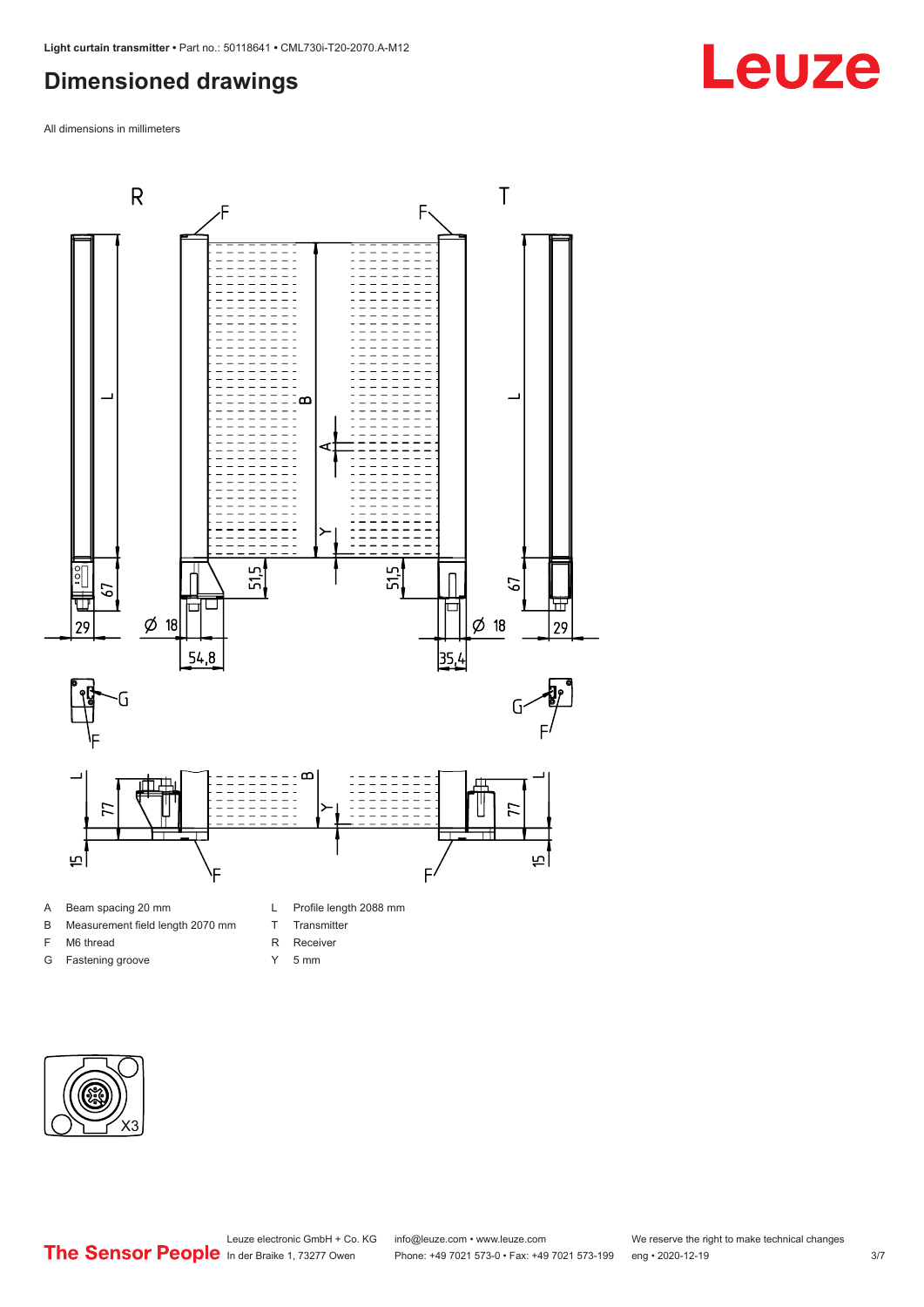## Dimensioned drawings

All dimensions in millimeters

- A Beam spacing 20 mm
- B Measurement field length 2070 mm
- F M6 thread
- G Fastening groove
- L Profile length 2088 mm
- T Transmitter
- R Receiver
- Y 5 mm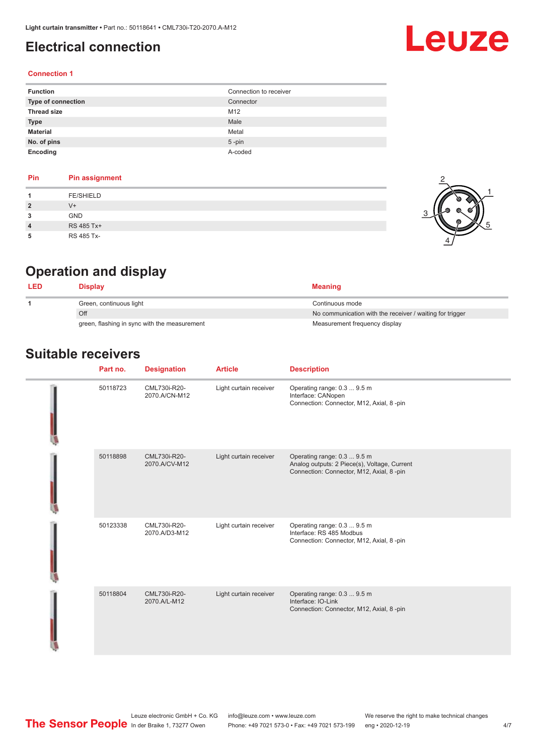# Electrical connection

### Connection 1

| | |
|---|---|
| **Function** | Connection to receiver |
| **Type of connection** | Connector |
| **Thread size** | M12 |
| **Type** | Male |
| **Material** | Metal |
| **No. of pins** | 5 -pin |
| **Encoding** | A-coded |

| Pin | Pin assignment |
|---|---|
| **1** | FE/SHIELD |
| **2** | V+ |
| **3** | GND |
| **4** | RS 485 Tx+ |
| **5** | RS 485 Tx- |

# Operation and display

| LED | Display | Meaning |
|---|---|---|
| **1** | Green, continuous light | Continuous mode |
| | Off | No communication with the receiver / waiting for trigger |
| | green, flashing in sync with the measurement | Measurement frequency display |

# Suitable receivers

| | Part no. | Designation | Article | Description |
|---|---|---|---|---|
| | 50118723 | CML730i-R20-2070.A/CN-M12 | Light curtain receiver | Operating range: 0.3 ... 9.5 m<br>Interface: CANopen<br>Connection: Connector, M12, Axial, 8 -pin |
| | 50118898 | CML730i-R20-2070.A/CV-M12 | Light curtain receiver | Operating range: 0.3 ... 9.5 m<br>Analog outputs: 2 Piece(s), Voltage, Current<br>Connection: Connector, M12, Axial, 8 -pin |
| | 50123338 | CML730i-R20-2070.A/D3-M12 | Light curtain receiver | Operating range: 0.3 ... 9.5 m<br>Interface: RS 485 Modbus<br>Connection: Connector, M12, Axial, 8 -pin |
| | 50118804 | CML730i-R20-2070.A/L-M12 | Light curtain receiver | Operating range: 0.3 ... 9.5 m<br>Interface: IO-Link<br>Connection: Connector, M12, Axial, 8 -pin |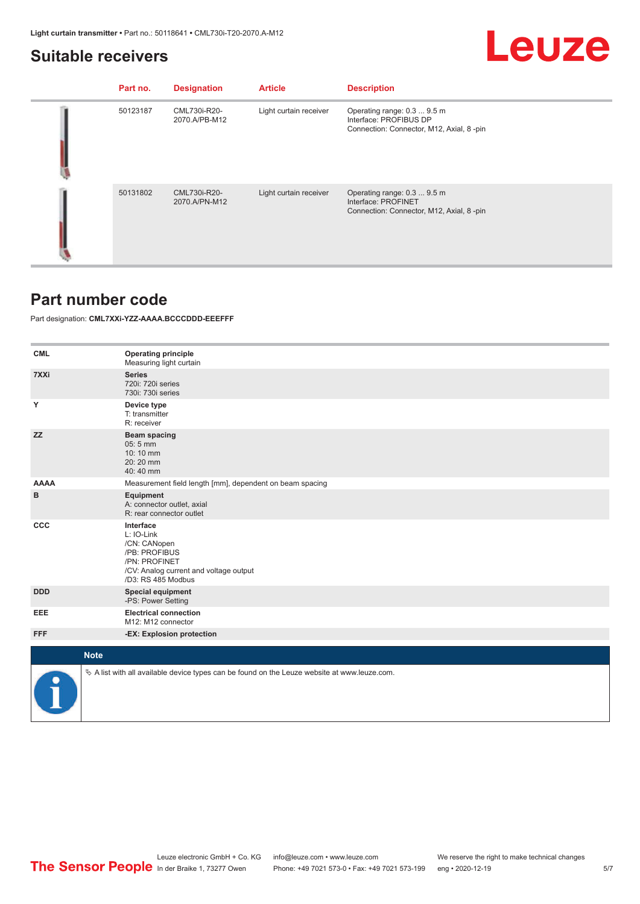## Suitable receivers

| Part no. | Designation | Article | Description |
|---|---|---|---|
| 50123187 | CML730i-R20-2070.A/PB-M12 | Light curtain receiver | Operating range: 0.3 ... 9.5 m<br>Interface: PROFIBUS DP<br>Connection: Connector, M12, Axial, 8 -pin |
| 50131802 | CML730i-R20-2070.A/PN-M12 | Light curtain receiver | Operating range: 0.3 ... 9.5 m<br>Interface: PROFINET<br>Connection: Connector, M12, Axial, 8 -pin |

## Part number code

Part designation: **CML7XXi-YZZ-AAAA.BCCCDDD-EEEFFF**

| | |
|---|---|
| **CML** | **Operating principle**<br>Measuring light curtain |
| **7XXi** | **Series**<br>720i: 720i series<br>730i: 730i series |
| **Y** | **Device type**<br>T: transmitter<br>R: receiver |
| **ZZ** | **Beam spacing**<br>05: 5 mm<br>10: 10 mm<br>20: 20 mm<br>40: 40 mm |
| **AAAA** | Measurement field length [mm], dependent on beam spacing |
| **B** | **Equipment**<br>A: connector outlet, axial<br>R: rear connector outlet |
| **CCC** | **Interface**<br>L: IO-Link<br>/CN: CANopen<br>/PB: PROFIBUS<br>/PN: PROFINET<br>/CV: Analog current and voltage output<br>/D3: RS 485 Modbus |
| **DDD** | **Special equipment**<br>-PS: Power Setting |
| **EEE** | **Electrical connection**<br>M12: M12 connector |
| **FFF** | **-EX: Explosion protection** |

**Note**

↳ A list with all available device types can be found on the Leuze website at www.leuze.com.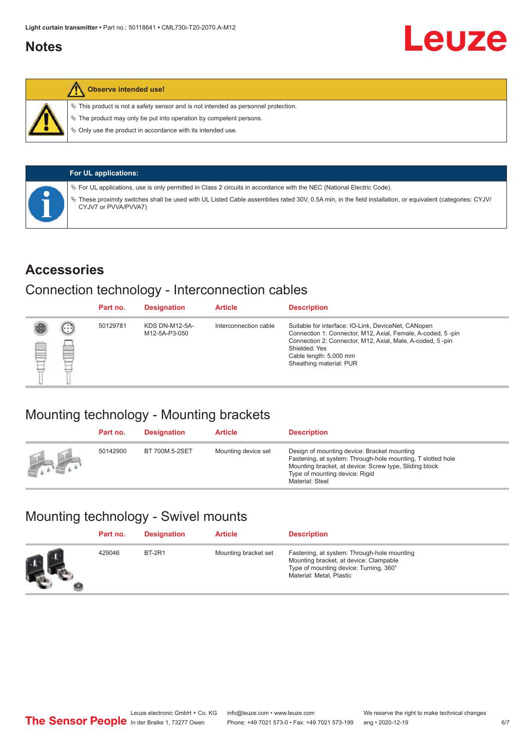## Notes

**Observe intended use!**

- ✎ This product is not a safety sensor and is not intended as personnel protection.
- ✎ The product may only be put into operation by competent persons.
- ✎ Only use the product in accordance with its intended use.

**For UL applications:**

- ✎ For UL applications, use is only permitted in Class 2 circuits in accordance with the NEC (National Electric Code).
- ✎ These proximity switches shall be used with UL Listed Cable assemblies rated 30V, 0.5A min, in the field installation, or equivalent (categories: CYJV/CYJV7 or PVVA/PVVA7)

## Accessories

### Connection technology - Interconnection cables

| Part no. | Designation | Article | Description |
|---|---|---|---|
| 50129781 | KDS DN-M12-5A-M12-5A-P3-050 | Interconnection cable | Suitable for interface: IO-Link, DeviceNet, CANopen<br>Connection 1: Connector, M12, Axial, Female, A-coded, 5 -pin<br>Connection 2: Connector, M12, Axial, Male, A-coded, 5 -pin<br>Shielded: Yes<br>Cable length: 5,000 mm<br>Sheathing material: PUR |

### Mounting technology - Mounting brackets

| Part no. | Designation | Article | Description |
|---|---|---|---|
| 50142900 | BT 700M.5-2SET | Mounting device set | Design of mounting device: Bracket mounting<br>Fastening, at system: Through-hole mounting, T slotted hole<br>Mounting bracket, at device: Screw type, Sliding block<br>Type of mounting device: Rigid<br>Material: Steel |

### Mounting technology - Swivel mounts

| Part no. | Designation | Article | Description |
|---|---|---|---|
| 429046 | BT-2R1 | Mounting bracket set | Fastening, at system: Through-hole mounting<br>Mounting bracket, at device: Clampable<br>Type of mounting device: Turning, 360°<br>Material: Metal, Plastic |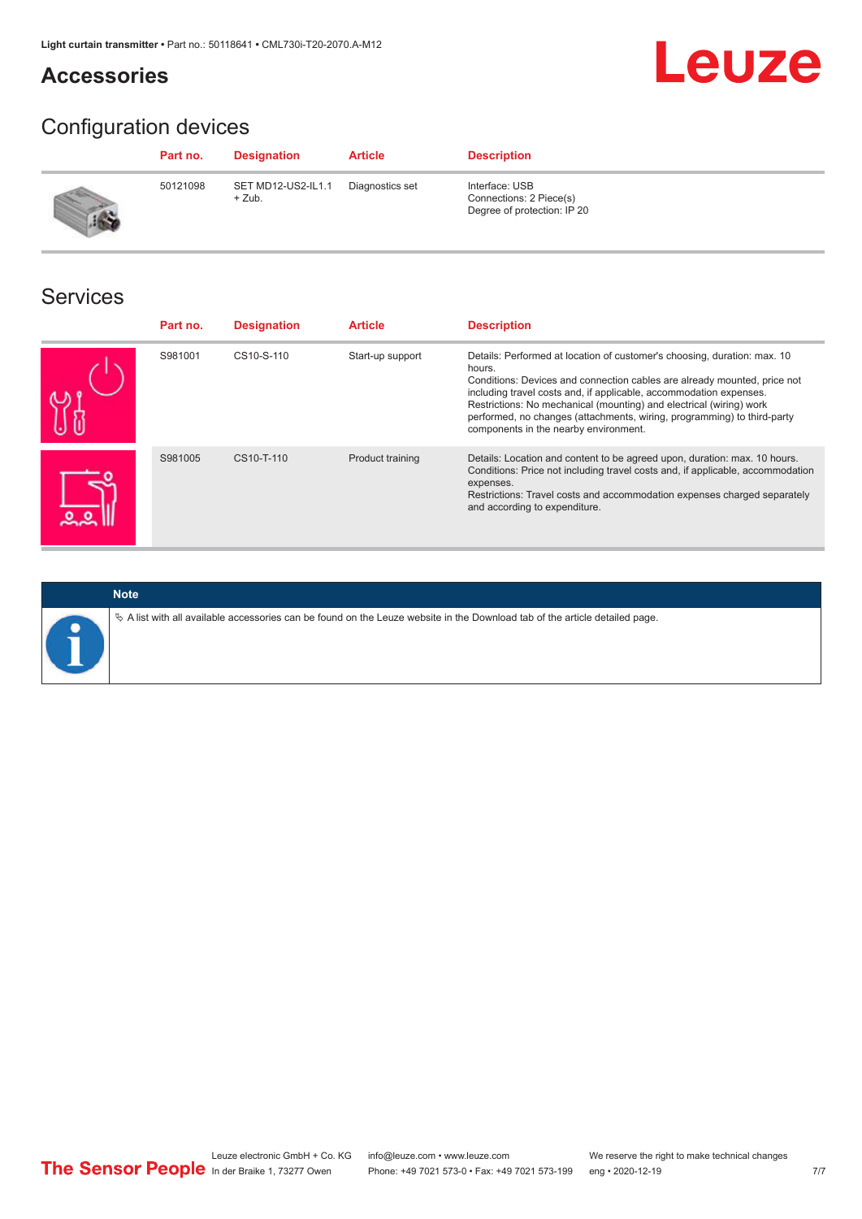## Accessories

### Configuration devices

| | Part no. | Designation | Article | Description |
|---|---|---|---|---|
| | 50121098 | SET MD12-US2-IL1.1 + Zub. | Diagnostics set | Interface: USB<br>Connections: 2 Piece(s)<br>Degree of protection: IP 20 |

### Services

| | Part no. | Designation | Article | Description |
|---|---|---|---|---|
| | S981001 | CS10-S-110 | Start-up support | Details: Performed at location of customer's choosing, duration: max. 10 hours.<br>Conditions: Devices and connection cables are already mounted, price not including travel costs and, if applicable, accommodation expenses.<br>Restrictions: No mechanical (mounting) and electrical (wiring) work performed, no changes (attachments, wiring, programming) to third-party components in the nearby environment. |
| | S981005 | CS10-T-110 | Product training | Details: Location and content to be agreed upon, duration: max. 10 hours.<br>Conditions: Price not including travel costs and, if applicable, accommodation expenses.<br>Restrictions: Travel costs and accommodation expenses charged separately and according to expenditure. |

**Note**

↳ A list with all available accessories can be found on the Leuze website in the Download tab of the article detailed page.